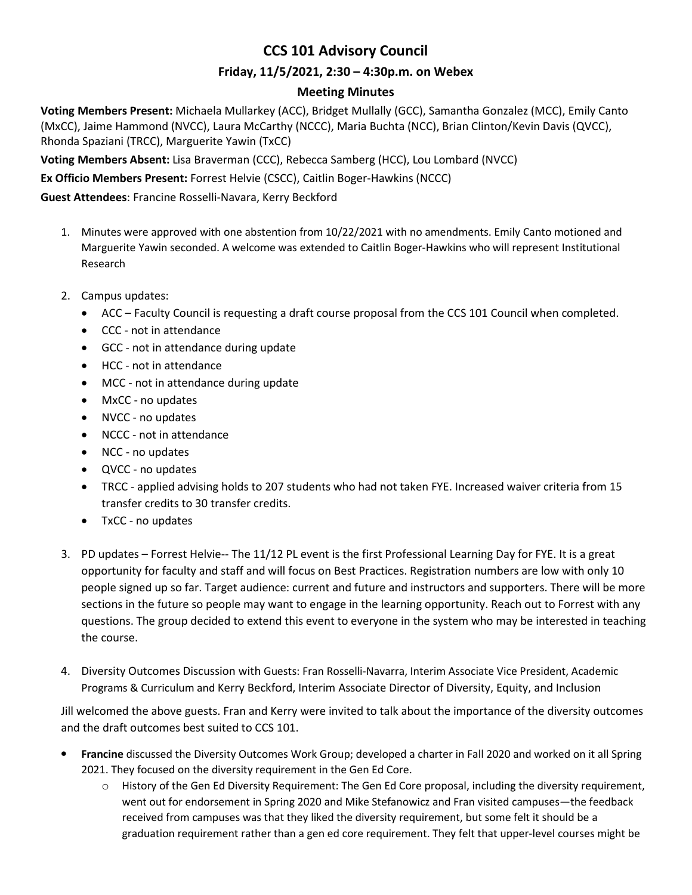# CCS 101 Advisory Council

## Friday, 11/5/2021, 2:30 – 4:30p.m. on Webex

### Meeting Minutes

**Voting Members Present:** Michaela Mullarkey (ACC), Bridget Mullally (GCC), Samantha Gonzalez (MCC), Emily Canto (MxCC), Jaime Hammond (NVCC), Laura McCarthy (NCCC), Maria Buchta (NCC), Brian Clinton/Kevin Davis (QVCC), Rhonda Spaziani (TRCC), Marguerite Yawin (TxCC)

**Voting Members Absent:** Lisa Braverman (CCC), Rebecca Samberg (HCC), Lou Lombard (NVCC)

**Ex Officio Members Present:** Forrest Helvie (CSCC), Caitlin Boger-Hawkins (NCCC)

**Guest Attendees**: Francine Rosselli-Navara, Kerry Beckford

1. Minutes were approved with one abstention from 10/22/2021 with no amendments. Emily Canto motioned and Marguerite Yawin seconded. A welcome was extended to Caitlin Boger-Hawkins who will represent Institutional Research

2. Campus updates:
   - ACC – Faculty Council is requesting a draft course proposal from the CCS 101 Council when completed.
   - CCC - not in attendance
   - GCC - not in attendance during update
   - HCC - not in attendance
   - MCC - not in attendance during update
   - MxCC - no updates
   - NVCC - no updates
   - NCCC - not in attendance
   - NCC - no updates
   - QVCC - no updates
   - TRCC - applied advising holds to 207 students who had not taken FYE. Increased waiver criteria from 15 transfer credits to 30 transfer credits.
   - TxCC - no updates

3. PD updates – Forrest Helvie-- The 11/12 PL event is the first Professional Learning Day for FYE. It is a great opportunity for faculty and staff and will focus on Best Practices. Registration numbers are low with only 10 people signed up so far. Target audience: current and future and instructors and supporters. There will be more sections in the future so people may want to engage in the learning opportunity. Reach out to Forrest with any questions. The group decided to extend this event to everyone in the system who may be interested in teaching the course.

4. Diversity Outcomes Discussion with Guests: Fran Rosselli-Navarra, Interim Associate Vice President, Academic Programs & Curriculum and Kerry Beckford, Interim Associate Director of Diversity, Equity, and Inclusion

Jill welcomed the above guests. Fran and Kerry were invited to talk about the importance of the diversity outcomes and the draft outcomes best suited to CCS 101.

- **Francine** discussed the Diversity Outcomes Work Group; developed a charter in Fall 2020 and worked on it all Spring 2021. They focused on the diversity requirement in the Gen Ed Core.
  - History of the Gen Ed Diversity Requirement: The Gen Ed Core proposal, including the diversity requirement, went out for endorsement in Spring 2020 and Mike Stefanowicz and Fran visited campuses—the feedback received from campuses was that they liked the diversity requirement, but some felt it should be a graduation requirement rather than a gen ed core requirement. They felt that upper-level courses might be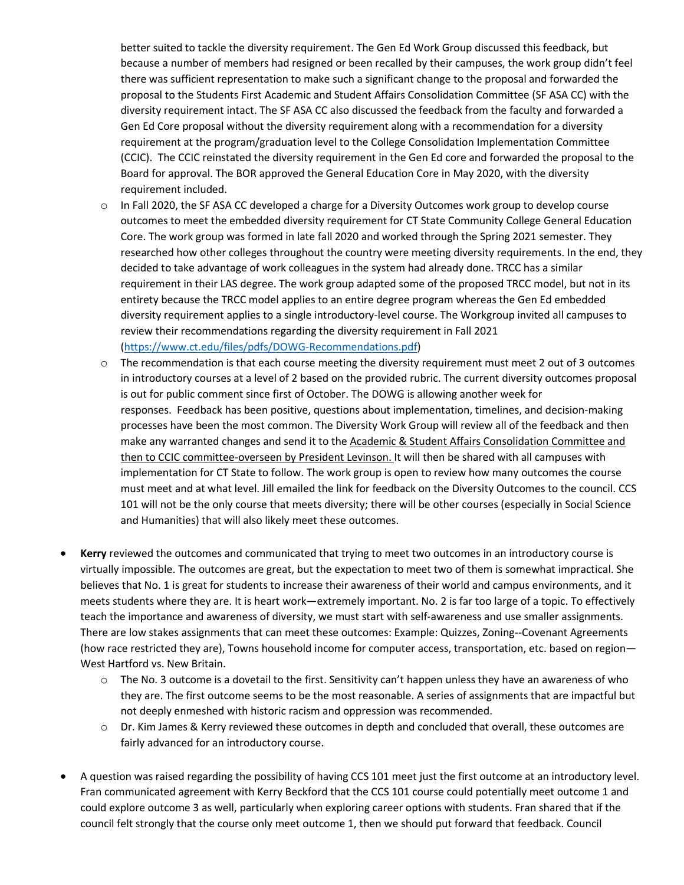better suited to tackle the diversity requirement. The Gen Ed Work Group discussed this feedback, but because a number of members had resigned or been recalled by their campuses, the work group didn't feel there was sufficient representation to make such a significant change to the proposal and forwarded the proposal to the Students First Academic and Student Affairs Consolidation Committee (SF ASA CC) with the diversity requirement intact. The SF ASA CC also discussed the feedback from the faculty and forwarded a Gen Ed Core proposal without the diversity requirement along with a recommendation for a diversity requirement at the program/graduation level to the College Consolidation Implementation Committee (CCIC). The CCIC reinstated the diversity requirement in the Gen Ed core and forwarded the proposal to the Board for approval. The BOR approved the General Education Core in May 2020, with the diversity requirement included.

- In Fall 2020, the SF ASA CC developed a charge for a Diversity Outcomes work group to develop course outcomes to meet the embedded diversity requirement for CT State Community College General Education Core. The work group was formed in late fall 2020 and worked through the Spring 2021 semester. They researched how other colleges throughout the country were meeting diversity requirements. In the end, they decided to take advantage of work colleagues in the system had already done. TRCC has a similar requirement in their LAS degree. The work group adapted some of the proposed TRCC model, but not in its entirety because the TRCC model applies to an entire degree program whereas the Gen Ed embedded diversity requirement applies to a single introductory-level course. The Workgroup invited all campuses to review their recommendations regarding the diversity requirement in Fall 2021 (https://www.ct.edu/files/pdfs/DOWG-Recommendations.pdf)
- The recommendation is that each course meeting the diversity requirement must meet 2 out of 3 outcomes in introductory courses at a level of 2 based on the provided rubric. The current diversity outcomes proposal is out for public comment since first of October. The DOWG is allowing another week for responses. Feedback has been positive, questions about implementation, timelines, and decision-making processes have been the most common. The Diversity Work Group will review all of the feedback and then make any warranted changes and send it to the Academic & Student Affairs Consolidation Committee and then to CCIC committee-overseen by President Levinson. It will then be shared with all campuses with implementation for CT State to follow. The work group is open to review how many outcomes the course must meet and at what level. Jill emailed the link for feedback on the Diversity Outcomes to the council. CCS 101 will not be the only course that meets diversity; there will be other courses (especially in Social Science and Humanities) that will also likely meet these outcomes.

- **Kerry** reviewed the outcomes and communicated that trying to meet two outcomes in an introductory course is virtually impossible. The outcomes are great, but the expectation to meet two of them is somewhat impractical. She believes that No. 1 is great for students to increase their awareness of their world and campus environments, and it meets students where they are. It is heart work—extremely important. No. 2 is far too large of a topic. To effectively teach the importance and awareness of diversity, we must start with self-awareness and use smaller assignments. There are low stakes assignments that can meet these outcomes: Example: Quizzes, Zoning--Covenant Agreements (how race restricted they are), Towns household income for computer access, transportation, etc. based on region—West Hartford vs. New Britain.
  - The No. 3 outcome is a dovetail to the first. Sensitivity can't happen unless they have an awareness of who they are. The first outcome seems to be the most reasonable. A series of assignments that are impactful but not deeply enmeshed with historic racism and oppression was recommended.
  - Dr. Kim James & Kerry reviewed these outcomes in depth and concluded that overall, these outcomes are fairly advanced for an introductory course.

- A question was raised regarding the possibility of having CCS 101 meet just the first outcome at an introductory level. Fran communicated agreement with Kerry Beckford that the CCS 101 course could potentially meet outcome 1 and could explore outcome 3 as well, particularly when exploring career options with students. Fran shared that if the council felt strongly that the course only meet outcome 1, then we should put forward that feedback. Council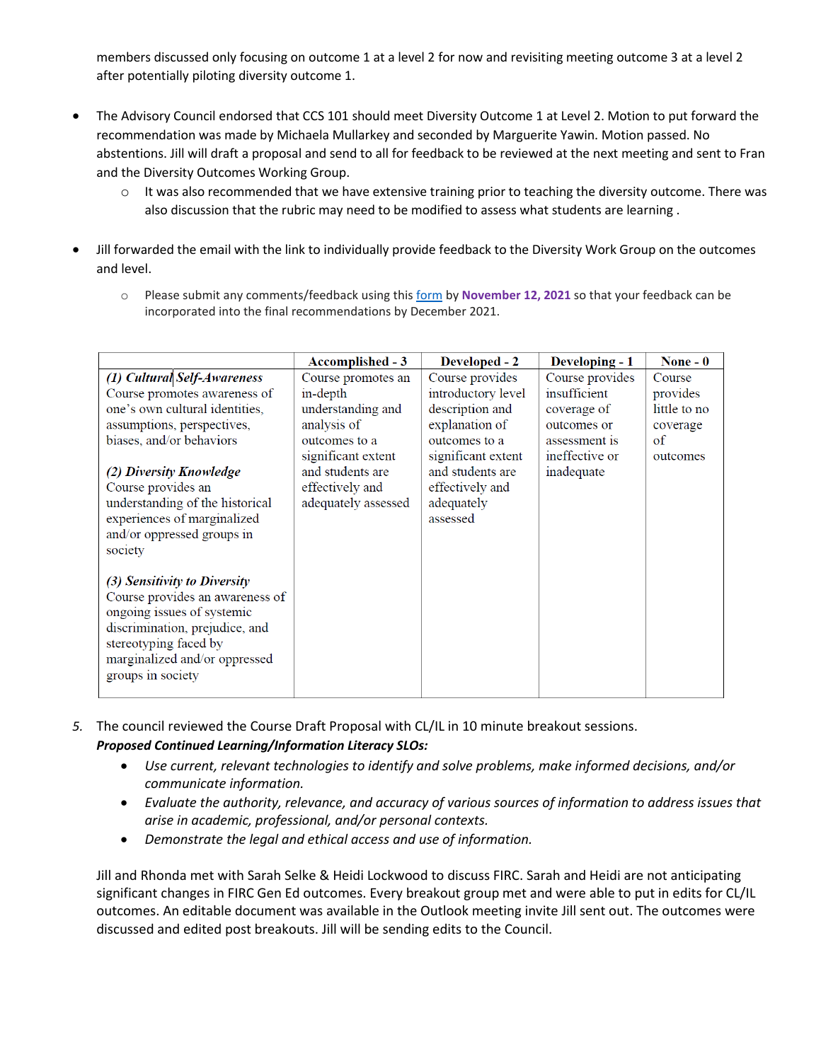members discussed only focusing on outcome 1 at a level 2 for now and revisiting meeting outcome 3 at a level 2 after potentially piloting diversity outcome 1.

- The Advisory Council endorsed that CCS 101 should meet Diversity Outcome 1 at Level 2. Motion to put forward the recommendation was made by Michaela Mullarkey and seconded by Marguerite Yawin. Motion passed. No abstentions. Jill will draft a proposal and send to all for feedback to be reviewed at the next meeting and sent to Fran and the Diversity Outcomes Working Group.
  - It was also recommended that we have extensive training prior to teaching the diversity outcome. There was also discussion that the rubric may need to be modified to assess what students are learning .
- Jill forwarded the email with the link to individually provide feedback to the Diversity Work Group on the outcomes and level.
  - Please submit any comments/feedback using this form by **November 12, 2021** so that your feedback can be incorporated into the final recommendations by December 2021.

| | Accomplished - 3 | Developed - 2 | Developing - 1 | None - 0 |
|---|---|---|---|---|
| ***(1) Cultural Self-Awareness*** Course promotes awareness of one's own cultural identities, assumptions, perspectives, biases, and/or behaviors<br><br>***(2) Diversity Knowledge*** Course provides an understanding of the historical experiences of marginalized and/or oppressed groups in society<br><br>***(3) Sensitivity to Diversity*** Course provides an awareness of ongoing issues of systemic discrimination, prejudice, and stereotyping faced by marginalized and/or oppressed groups in society | Course promotes an in-depth understanding and analysis of outcomes to a significant extent and students are effectively and adequately assessed | Course provides introductory level description and explanation of outcomes to a significant extent and students are effectively and adequately assessed | Course provides insufficient coverage of outcomes or assessment is ineffective or inadequate | Course provides little to no coverage of outcomes |

5. The council reviewed the Course Draft Proposal with CL/IL in 10 minute breakout sessions.
   ***Proposed Continued Learning/Information Literacy SLOs:***
   - *Use current, relevant technologies to identify and solve problems, make informed decisions, and/or communicate information.*
   - *Evaluate the authority, relevance, and accuracy of various sources of information to address issues that arise in academic, professional, and/or personal contexts.*
   - *Demonstrate the legal and ethical access and use of information.*

   Jill and Rhonda met with Sarah Selke & Heidi Lockwood to discuss FIRC. Sarah and Heidi are not anticipating significant changes in FIRC Gen Ed outcomes. Every breakout group met and were able to put in edits for CL/IL outcomes. An editable document was available in the Outlook meeting invite Jill sent out. The outcomes were discussed and edited post breakouts. Jill will be sending edits to the Council.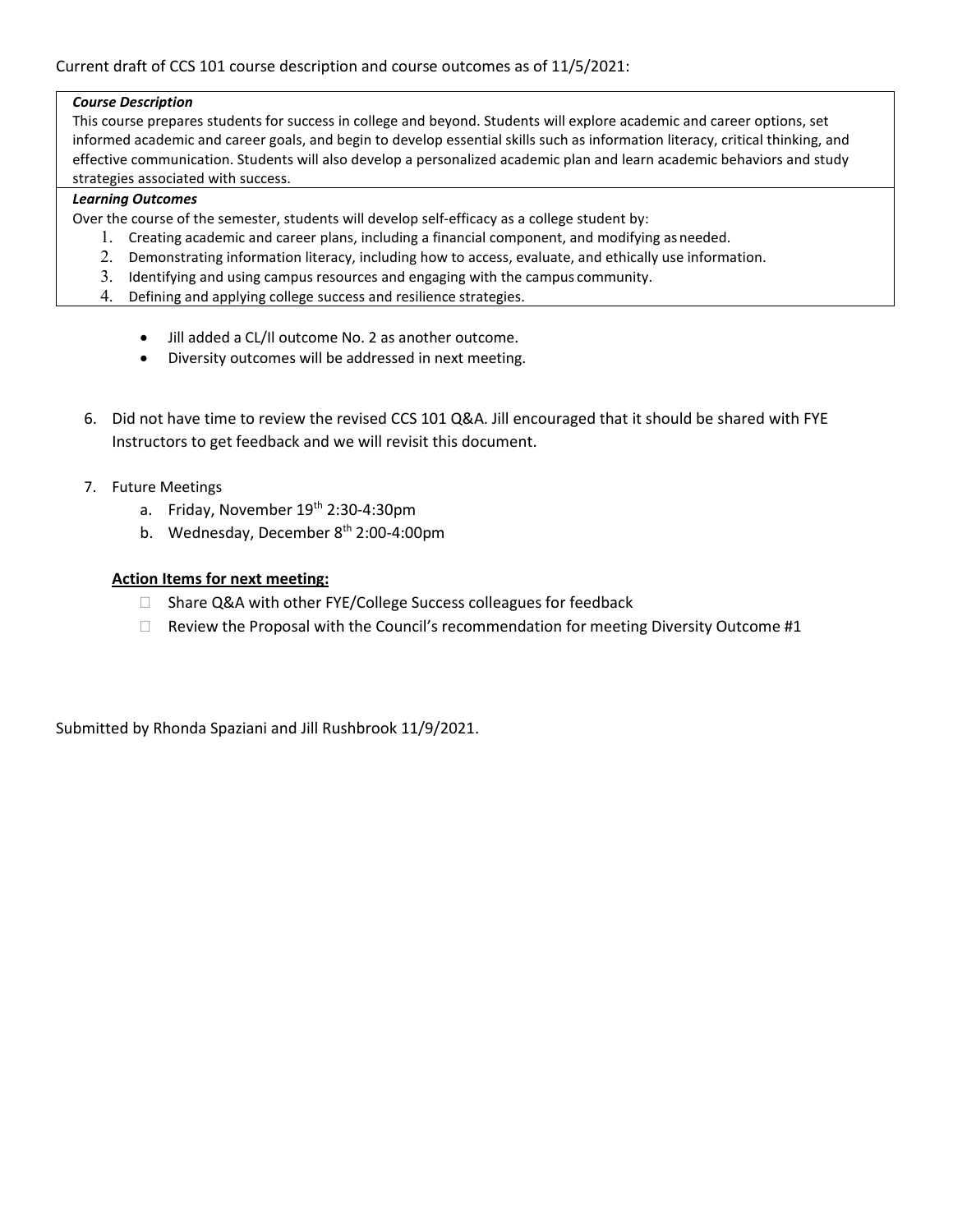Current draft of CCS 101 course description and course outcomes as of 11/5/2021:

| |
|---|
| ***Course Description***<br>This course prepares students for success in college and beyond. Students will explore academic and career options, set informed academic and career goals, and begin to develop essential skills such as information literacy, critical thinking, and effective communication. Students will also develop a personalized academic plan and learn academic behaviors and study strategies associated with success. |
| ***Learning Outcomes***<br>Over the course of the semester, students will develop self-efficacy as a college student by:<br>1. Creating academic and career plans, including a financial component, and modifying as needed.<br>2. Demonstrating information literacy, including how to access, evaluate, and ethically use information.<br>3. Identifying and using campus resources and engaging with the campus community.<br>4. Defining and applying college success and resilience strategies. |

- Jill added a CL/Il outcome No. 2 as another outcome.
- Diversity outcomes will be addressed in next meeting.

6. Did not have time to review the revised CCS 101 Q&A. Jill encouraged that it should be shared with FYE Instructors to get feedback and we will revisit this document.

7. Future Meetings
   a. Friday, November 19th 2:30-4:30pm
   b. Wednesday, December 8th 2:00-4:00pm

**Action Items for next meeting:**

- Share Q&A with other FYE/College Success colleagues for feedback
- Review the Proposal with the Council's recommendation for meeting Diversity Outcome #1

Submitted by Rhonda Spaziani and Jill Rushbrook 11/9/2021.